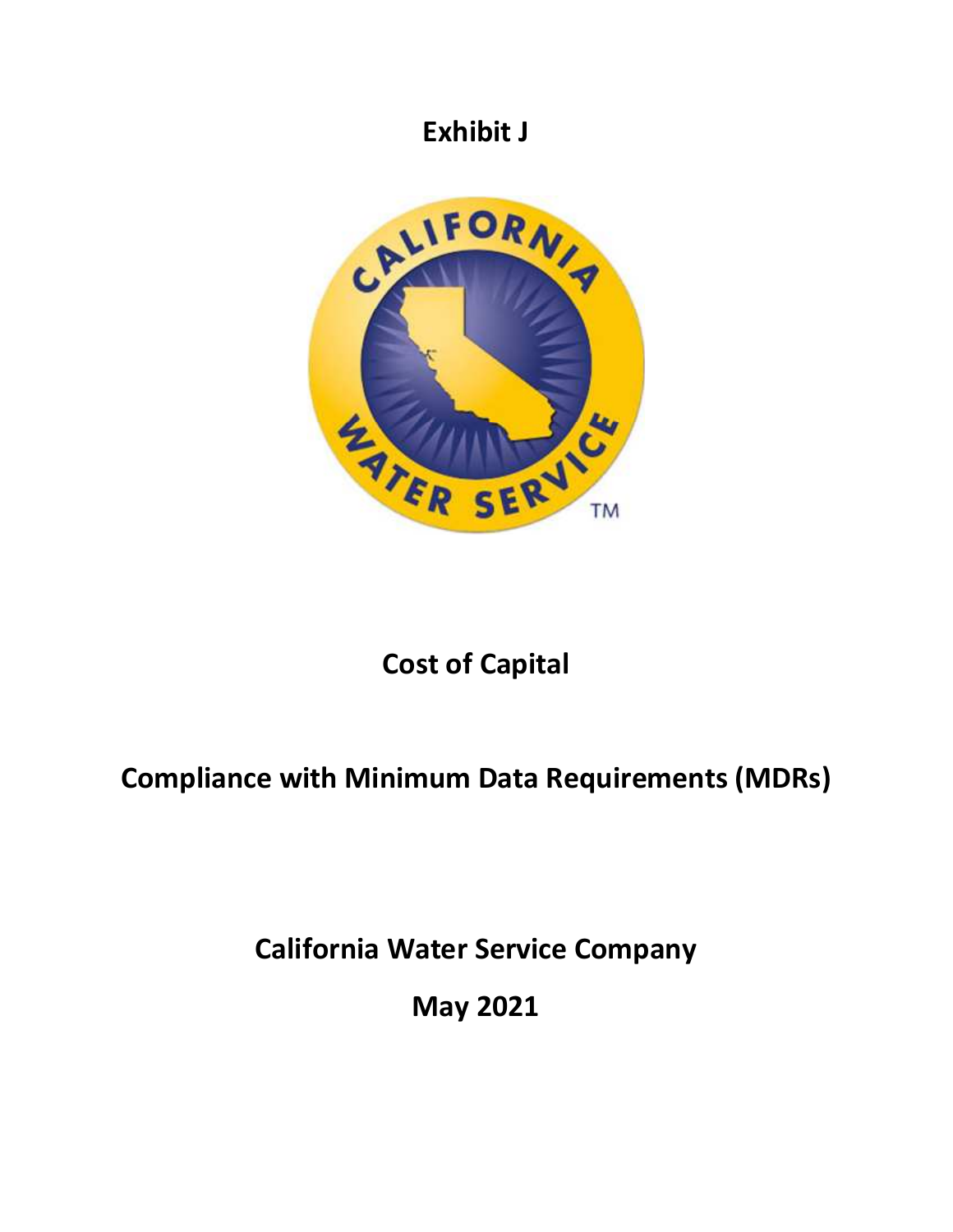# Exhibit J

# Cost of Capital

# Compliance with Minimum Data Requirements (MDRs)

# California Water Service Company

# May 2021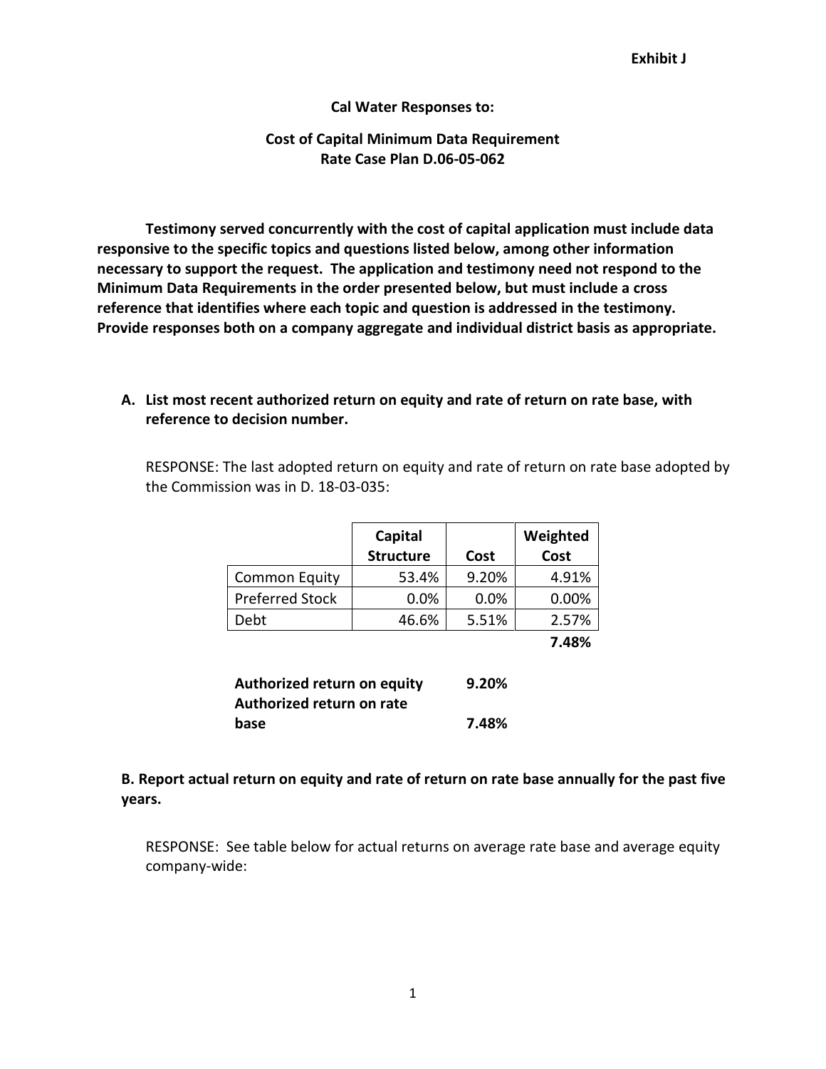**Exhibit J**

**Cal Water Responses to:**

**Cost of Capital Minimum Data Requirement**
**Rate Case Plan D.06-05-062**

**Testimony served concurrently with the cost of capital application must include data responsive to the specific topics and questions listed below, among other information necessary to support the request. The application and testimony need not respond to the Minimum Data Requirements in the order presented below, but must include a cross reference that identifies where each topic and question is addressed in the testimony. Provide responses both on a company aggregate and individual district basis as appropriate.**

**A. List most recent authorized return on equity and rate of return on rate base, with reference to decision number.**

RESPONSE: The last adopted return on equity and rate of return on rate base adopted by the Commission was in D. 18-03-035:

| | Capital Structure | Cost | Weighted Cost |
|---|---|---|---|
| Common Equity | 53.4% | 9.20% | 4.91% |
| Preferred Stock | 0.0% | 0.0% | 0.00% |
| Debt | 46.6% | 5.51% | 2.57% |
| | | | **7.48%** |

| | |
|---|---|
| **Authorized return on equity** | **9.20%** |
| **Authorized return on rate base** | **7.48%** |

**B. Report actual return on equity and rate of return on rate base annually for the past five years.**

RESPONSE: See table below for actual returns on average rate base and average equity company-wide: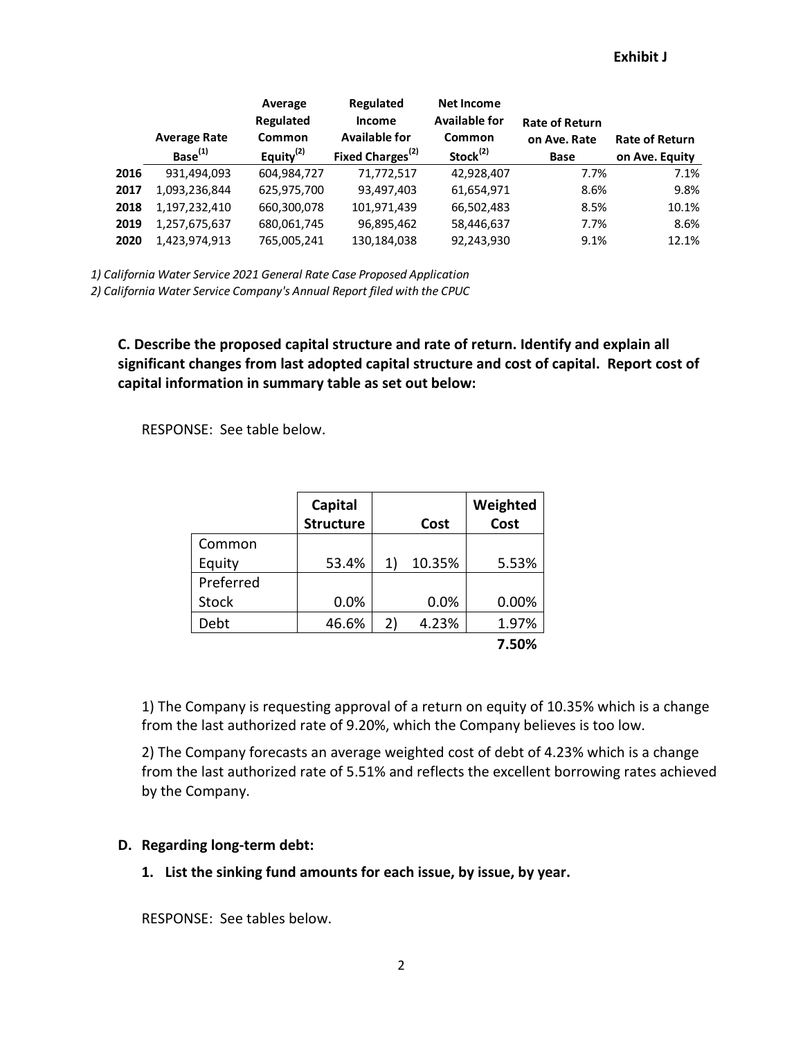**Exhibit J**

| | Average Rate Base[1] | Average Regulated Common Equity[2] | Regulated Income Available for Fixed Charges[2] | Net Income Available for Common Stock[2] | Rate of Return on Ave. Rate Base | Rate of Return on Ave. Equity |
|---|---|---|---|---|---|---|
| **2016** | 931,494,093 | 604,984,727 | 71,772,517 | 42,928,407 | 7.7% | 7.1% |
| **2017** | 1,093,236,844 | 625,975,700 | 93,497,403 | 61,654,971 | 8.6% | 9.8% |
| **2018** | 1,197,232,410 | 660,300,078 | 101,971,439 | 66,502,483 | 8.5% | 10.1% |
| **2019** | 1,257,675,637 | 680,061,745 | 96,895,462 | 58,446,637 | 7.7% | 8.6% |
| **2020** | 1,423,974,913 | 765,005,241 | 130,184,038 | 92,243,930 | 9.1% | 12.1% |

*1) California Water Service 2021 General Rate Case Proposed Application*
*2) California Water Service Company's Annual Report filed with the CPUC*

**C. Describe the proposed capital structure and rate of return. Identify and explain all significant changes from last adopted capital structure and cost of capital. Report cost of capital information in summary table as set out below:**

RESPONSE: See table below.

| | Capital Structure | | Cost | Weighted Cost |
|---|---|---|---|---|
| Common Equity | 53.4% | 1) | 10.35% | 5.53% |
| Preferred Stock | 0.0% | | 0.0% | 0.00% |
| Debt | 46.6% | 2) | 4.23% | 1.97% |
| | | | | **7.50%** |

1) The Company is requesting approval of a return on equity of 10.35% which is a change from the last authorized rate of 9.20%, which the Company believes is too low.

2) The Company forecasts an average weighted cost of debt of 4.23% which is a change from the last authorized rate of 5.51% and reflects the excellent borrowing rates achieved by the Company.

**D. Regarding long-term debt:**

**1. List the sinking fund amounts for each issue, by issue, by year.**

RESPONSE: See tables below.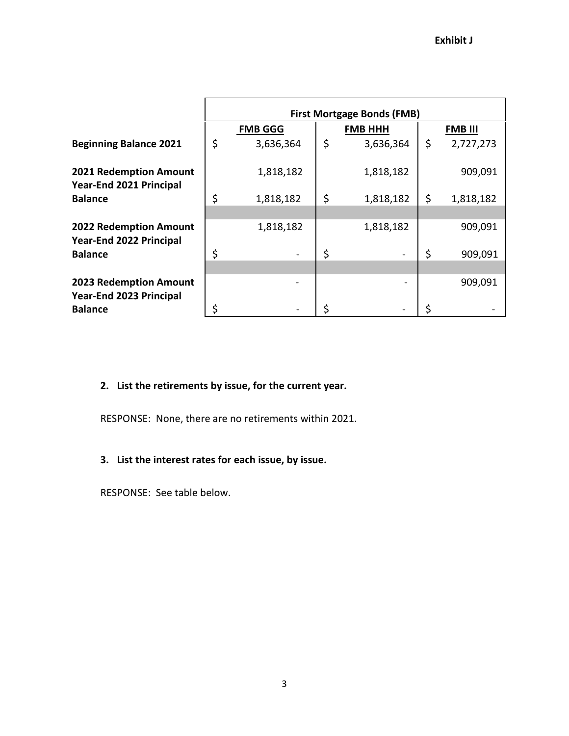**Exhibit J**

| | First Mortgage Bonds (FMB) | | |
|---|---|---|---|
| | **FMB GGG** | **FMB HHH** | **FMB III** |
| **Beginning Balance 2021** | $ 3,636,364 | $ 3,636,364 | $ 2,727,273 |
| **2021 Redemption Amount** | 1,818,182 | 1,818,182 | 909,091 |
| **Year-End 2021 Principal Balance** | $ 1,818,182 | $ 1,818,182 | $ 1,818,182 |
| **2022 Redemption Amount** | 1,818,182 | 1,818,182 | 909,091 |
| **Year-End 2022 Principal Balance** | $ - | $ - | $ 909,091 |
| **2023 Redemption Amount** | - | - | 909,091 |
| **Year-End 2023 Principal Balance** | $ - | $ - | $ - |

2. **List the retirements by issue, for the current year.**

RESPONSE: None, there are no retirements within 2021.

3. **List the interest rates for each issue, by issue.**

RESPONSE: See table below.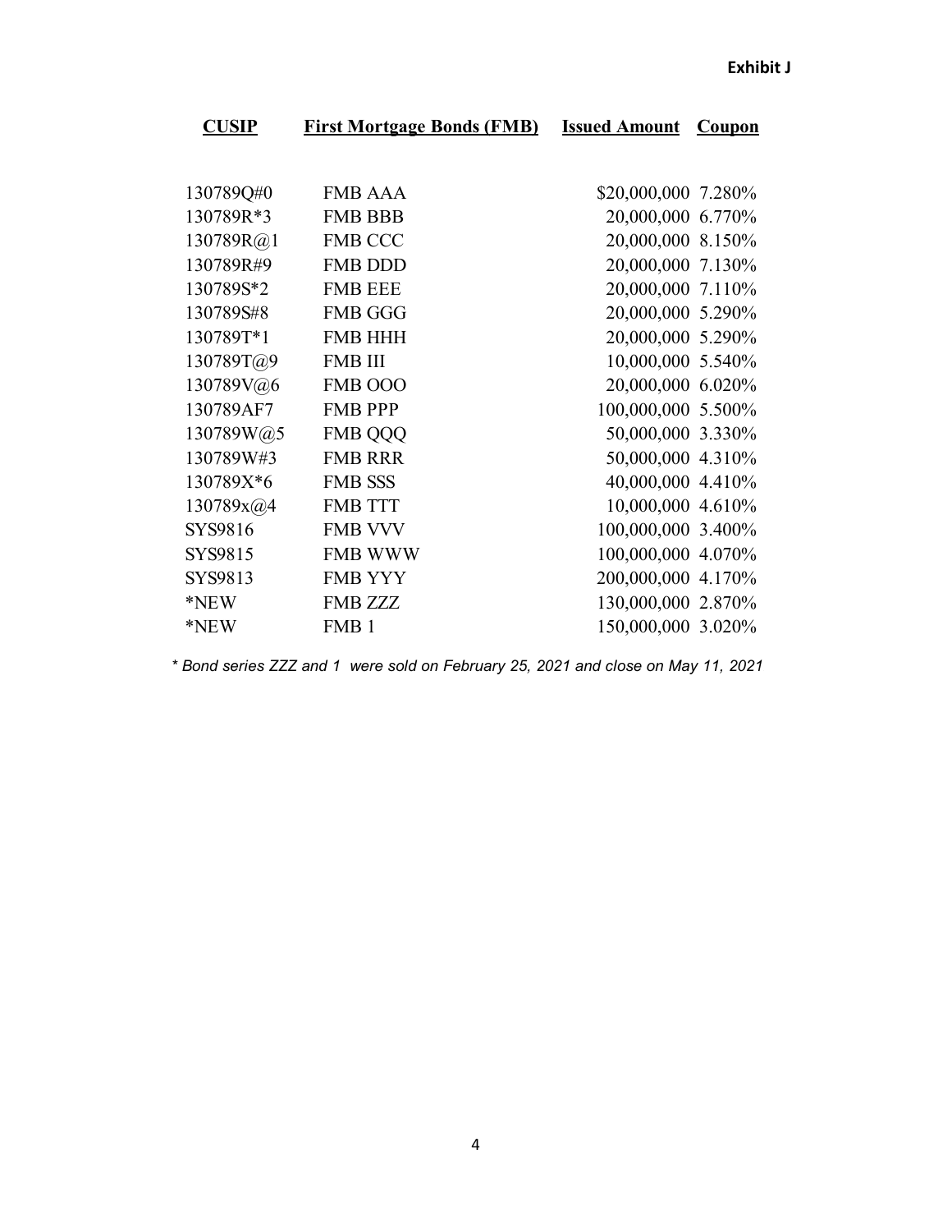**Exhibit J**

| CUSIP | First Mortgage Bonds (FMB) | Issued Amount | Coupon |
|---|---|---|---|
| 130789Q#0 | FMB AAA | $20,000,000 | 7.280% |
| 130789R*3 | FMB BBB | 20,000,000 | 6.770% |
| 130789R@1 | FMB CCC | 20,000,000 | 8.150% |
| 130789R#9 | FMB DDD | 20,000,000 | 7.130% |
| 130789S*2 | FMB EEE | 20,000,000 | 7.110% |
| 130789S#8 | FMB GGG | 20,000,000 | 5.290% |
| 130789T*1 | FMB HHH | 20,000,000 | 5.290% |
| 130789T@9 | FMB III | 10,000,000 | 5.540% |
| 130789V@6 | FMB OOO | 20,000,000 | 6.020% |
| 130789AF7 | FMB PPP | 100,000,000 | 5.500% |
| 130789W@5 | FMB QQQ | 50,000,000 | 3.330% |
| 130789W#3 | FMB RRR | 50,000,000 | 4.310% |
| 130789X*6 | FMB SSS | 40,000,000 | 4.410% |
| 130789x@4 | FMB TTT | 10,000,000 | 4.610% |
| SYS9816 | FMB VVV | 100,000,000 | 3.400% |
| SYS9815 | FMB WWW | 100,000,000 | 4.070% |
| SYS9813 | FMB YYY | 200,000,000 | 4.170% |
| *NEW | FMB ZZZ | 130,000,000 | 2.870% |
| *NEW | FMB 1 | 150,000,000 | 3.020% |

*\* Bond series ZZZ and 1 were sold on February 25, 2021 and close on May 11, 2021*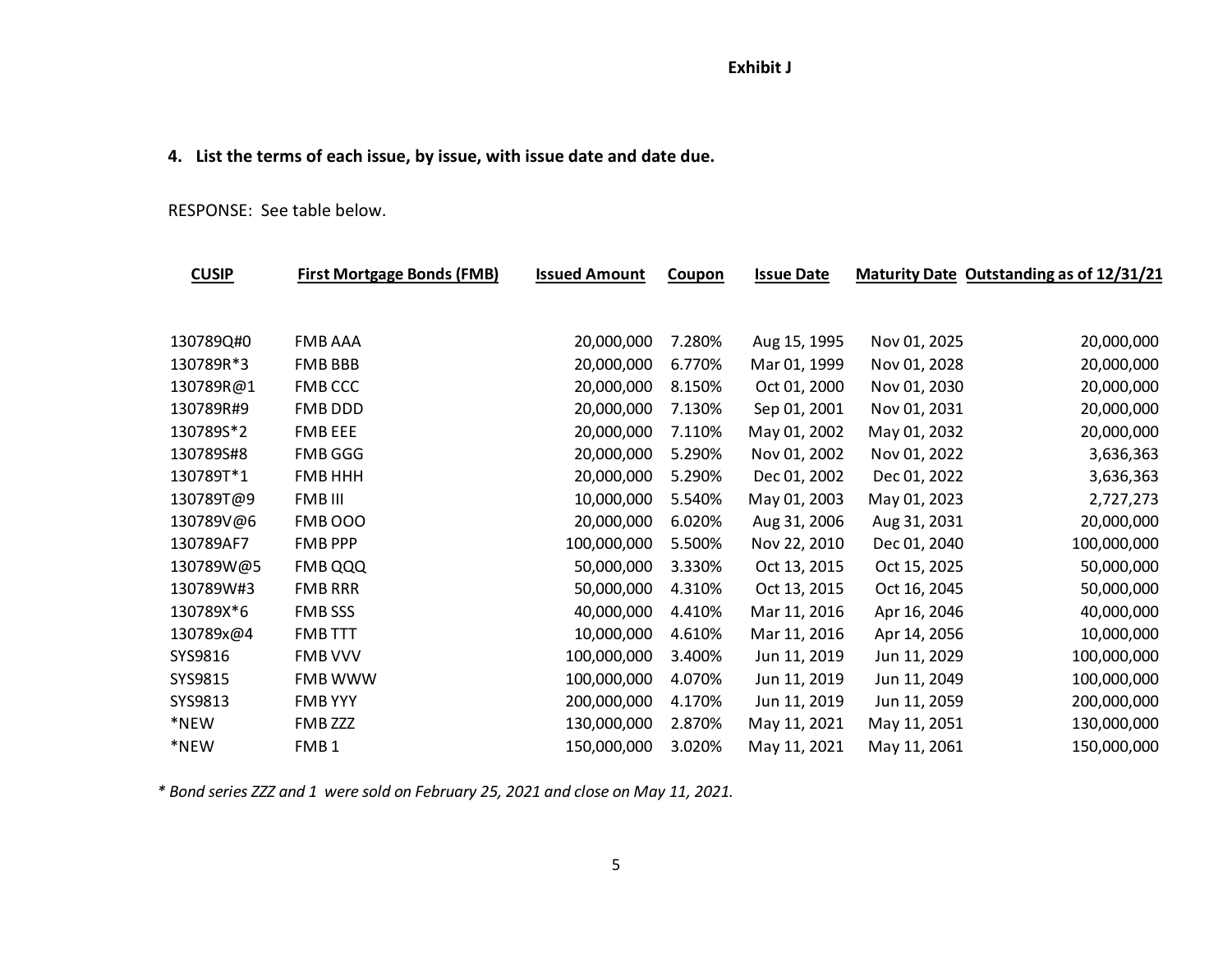**Exhibit J**

**4. List the terms of each issue, by issue, with issue date and date due.**

RESPONSE: See table below.

| CUSIP | First Mortgage Bonds (FMB) | Issued Amount | Coupon | Issue Date | Maturity Date | Outstanding as of 12/31/21 |
|---|---|---|---|---|---|---|
| 130789Q#0 | FMB AAA | 20,000,000 | 7.280% | Aug 15, 1995 | Nov 01, 2025 | 20,000,000 |
| 130789R*3 | FMB BBB | 20,000,000 | 6.770% | Mar 01, 1999 | Nov 01, 2028 | 20,000,000 |
| 130789R@1 | FMB CCC | 20,000,000 | 8.150% | Oct 01, 2000 | Nov 01, 2030 | 20,000,000 |
| 130789R#9 | FMB DDD | 20,000,000 | 7.130% | Sep 01, 2001 | Nov 01, 2031 | 20,000,000 |
| 130789S*2 | FMB EEE | 20,000,000 | 7.110% | May 01, 2002 | May 01, 2032 | 20,000,000 |
| 130789S#8 | FMB GGG | 20,000,000 | 5.290% | Nov 01, 2002 | Nov 01, 2022 | 3,636,363 |
| 130789T*1 | FMB HHH | 20,000,000 | 5.290% | Dec 01, 2002 | Dec 01, 2022 | 3,636,363 |
| 130789T@9 | FMB III | 10,000,000 | 5.540% | May 01, 2003 | May 01, 2023 | 2,727,273 |
| 130789V@6 | FMB OOO | 20,000,000 | 6.020% | Aug 31, 2006 | Aug 31, 2031 | 20,000,000 |
| 130789AF7 | FMB PPP | 100,000,000 | 5.500% | Nov 22, 2010 | Dec 01, 2040 | 100,000,000 |
| 130789W@5 | FMB QQQ | 50,000,000 | 3.330% | Oct 13, 2015 | Oct 15, 2025 | 50,000,000 |
| 130789W#3 | FMB RRR | 50,000,000 | 4.310% | Oct 13, 2015 | Oct 16, 2045 | 50,000,000 |
| 130789X*6 | FMB SSS | 40,000,000 | 4.410% | Mar 11, 2016 | Apr 16, 2046 | 40,000,000 |
| 130789x@4 | FMB TTT | 10,000,000 | 4.610% | Mar 11, 2016 | Apr 14, 2056 | 10,000,000 |
| SYS9816 | FMB VVV | 100,000,000 | 3.400% | Jun 11, 2019 | Jun 11, 2029 | 100,000,000 |
| SYS9815 | FMB WWW | 100,000,000 | 4.070% | Jun 11, 2019 | Jun 11, 2049 | 100,000,000 |
| SYS9813 | FMB YYY | 200,000,000 | 4.170% | Jun 11, 2019 | Jun 11, 2059 | 200,000,000 |
| *NEW | FMB ZZZ | 130,000,000 | 2.870% | May 11, 2021 | May 11, 2051 | 130,000,000 |
| *NEW | FMB 1 | 150,000,000 | 3.020% | May 11, 2021 | May 11, 2061 | 150,000,000 |

*\* Bond series ZZZ and 1 were sold on February 25, 2021 and close on May 11, 2021.*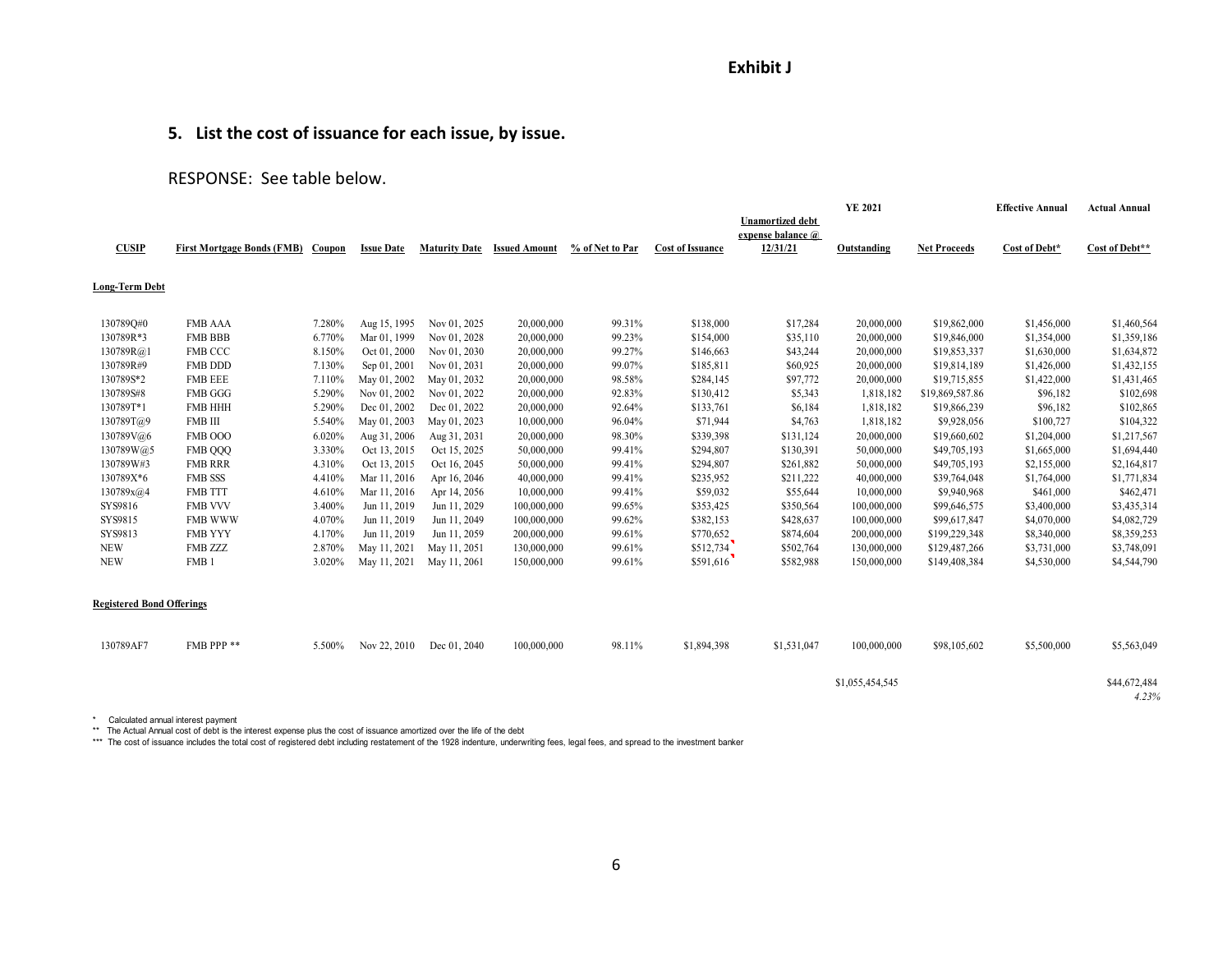**Exhibit J**

## 5. List the cost of issuance for each issue, by issue.

RESPONSE: See table below.

| CUSIP | First Mortgage Bonds (FMB) | Coupon | Issue Date | Maturity Date | Issued Amount | % of Net to Par | Cost of Issuance | Unamortized debt expense balance @ 12/31/21 | YE 2021 Outstanding | Net Proceeds | Effective Annual Cost of Debt* | Actual Annual Cost of Debt** |
|---|---|---|---|---|---|---|---|---|---|---|---|---|
| **Long-Term Debt** | | | | | | | | | | | | |
| 130789Q#0 | FMB AAA | 7.280% | Aug 15, 1995 | Nov 01, 2025 | 20,000,000 | 99.31% | $138,000 | $17,284 | 20,000,000 | $19,862,000 | $1,456,000 | $1,460,564 |
| 130789R*3 | FMB BBB | 6.770% | Mar 01, 1999 | Nov 01, 2028 | 20,000,000 | 99.23% | $154,000 | $35,110 | 20,000,000 | $19,846,000 | $1,354,000 | $1,359,186 |
| 130789R@1 | FMB CCC | 8.150% | Oct 01, 2000 | Nov 01, 2030 | 20,000,000 | 99.27% | $146,663 | $43,244 | 20,000,000 | $19,853,337 | $1,630,000 | $1,634,872 |
| 130789R#9 | FMB DDD | 7.130% | Sep 01, 2001 | Nov 01, 2031 | 20,000,000 | 99.07% | $185,811 | $60,925 | 20,000,000 | $19,814,189 | $1,426,000 | $1,432,155 |
| 130789S*2 | FMB EEE | 7.110% | May 01, 2002 | May 01, 2032 | 20,000,000 | 98.58% | $284,145 | $97,772 | 20,000,000 | $19,715,855 | $1,422,000 | $1,431,465 |
| 130789S#8 | FMB GGG | 5.290% | Nov 01, 2002 | Nov 01, 2022 | 20,000,000 | 92.83% | $130,412 | $5,343 | 1,818,182 | $19,869,587.86 | $96,182 | $102,698 |
| 130789T*1 | FMB HHH | 5.290% | Dec 01, 2002 | Dec 01, 2022 | 20,000,000 | 92.64% | $133,761 | $6,184 | 1,818,182 | $19,866,239 | $96,182 | $102,865 |
| 130789T@9 | FMB III | 5.540% | May 01, 2003 | May 01, 2023 | 10,000,000 | 96.04% | $71,944 | $4,763 | 1,818,182 | $9,928,056 | $100,727 | $104,322 |
| 130789V@6 | FMB OOO | 6.020% | Aug 31, 2006 | Aug 31, 2031 | 20,000,000 | 98.30% | $339,398 | $131,124 | 20,000,000 | $19,660,602 | $1,204,000 | $1,217,567 |
| 130789W@5 | FMB QQQ | 3.330% | Oct 13, 2015 | Oct 15, 2025 | 50,000,000 | 99.41% | $294,807 | $130,391 | 50,000,000 | $49,705,193 | $1,665,000 | $1,694,440 |
| 130789W#3 | FMB RRR | 4.310% | Oct 13, 2015 | Oct 16, 2045 | 50,000,000 | 99.41% | $294,807 | $261,882 | 50,000,000 | $49,705,193 | $2,155,000 | $2,164,817 |
| 130789X*6 | FMB SSS | 4.410% | Mar 11, 2016 | Apr 16, 2046 | 40,000,000 | 99.41% | $235,952 | $211,222 | 40,000,000 | $39,764,048 | $1,764,000 | $1,771,834 |
| 130789x@4 | FMB TTT | 4.610% | Mar 11, 2016 | Apr 14, 2056 | 10,000,000 | 99.41% | $59,032 | $55,644 | 10,000,000 | $9,940,968 | $461,000 | $462,471 |
| SYS9816 | FMB VVV | 3.400% | Jun 11, 2019 | Jun 11, 2029 | 100,000,000 | 99.65% | $353,425 | $350,564 | 100,000,000 | $99,646,575 | $3,400,000 | $3,435,314 |
| SYS9815 | FMB WWW | 4.070% | Jun 11, 2019 | Jun 11, 2049 | 100,000,000 | 99.62% | $382,153 | $428,637 | 100,000,000 | $99,617,847 | $4,070,000 | $4,082,729 |
| SYS9813 | FMB YYY | 4.170% | Jun 11, 2019 | Jun 11, 2059 | 200,000,000 | 99.61% | $770,652 | $874,604 | 200,000,000 | $199,229,348 | $8,340,000 | $8,359,253 |
| NEW | FMB ZZZ | 2.870% | May 11, 2021 | May 11, 2051 | 130,000,000 | 99.61% | $512,734 | $502,764 | 130,000,000 | $129,487,266 | $3,731,000 | $3,748,091 |
| NEW | FMB 1 | 3.020% | May 11, 2021 | May 11, 2061 | 150,000,000 | 99.61% | $591,616 | $582,988 | 150,000,000 | $149,408,384 | $4,530,000 | $4,544,790 |
| **Registered Bond Offerings** | | | | | | | | | | | | |
| 130789AF7 | FMB PPP ** | 5.500% | Nov 22, 2010 | Dec 01, 2040 | 100,000,000 | 98.11% | $1,894,398 | $1,531,047 | 100,000,000 | $98,105,602 | $5,500,000 | $5,563,049 |
| | | | | | | | | | $1,055,454,545 | | | $44,672,484 |
| | | | | | | | | | | | | *4.23%* |

\* Calculated annual interest payment

** The Actual Annual cost of debt is the interest expense plus the cost of issuance amortized over the life of the debt

*** The cost of issuance includes the total cost of registered debt including restatement of the 1928 indenture, underwriting fees, legal fees, and spread to the investment banker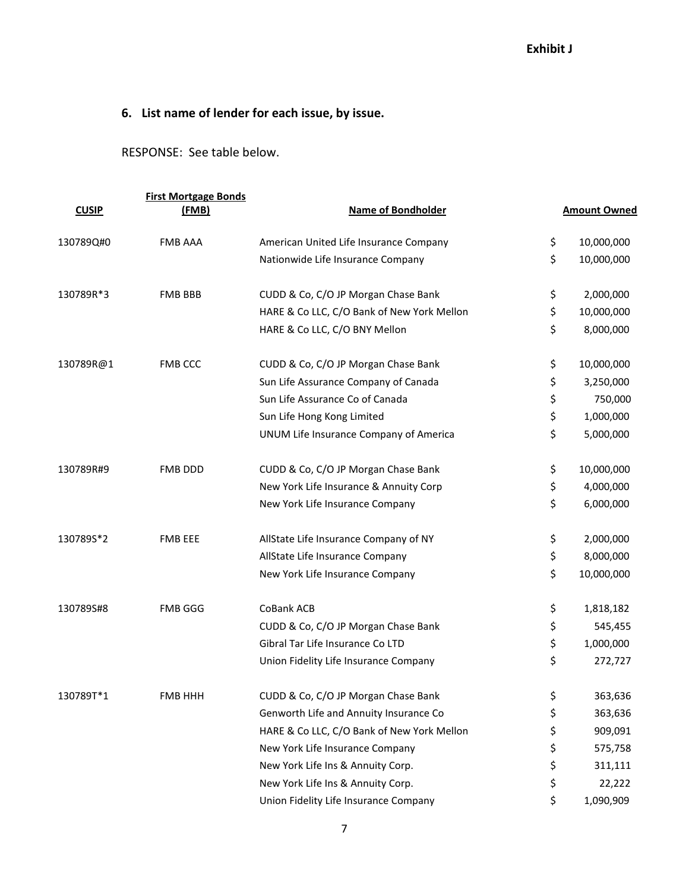**Exhibit J**

**6. List name of lender for each issue, by issue.**

RESPONSE: See table below.

| CUSIP | First Mortgage Bonds (FMB) | Name of Bondholder | Amount Owned |
|---|---|---|---|
| 130789Q#0 | FMB AAA | American United Life Insurance Company | $ 10,000,000 |
| | | Nationwide Life Insurance Company | $ 10,000,000 |
| 130789R*3 | FMB BBB | CUDD & Co, C/O JP Morgan Chase Bank | $ 2,000,000 |
| | | HARE & Co LLC, C/O Bank of New York Mellon | $ 10,000,000 |
| | | HARE & Co LLC, C/O BNY Mellon | $ 8,000,000 |
| 130789R@1 | FMB CCC | CUDD & Co, C/O JP Morgan Chase Bank | $ 10,000,000 |
| | | Sun Life Assurance Company of Canada | $ 3,250,000 |
| | | Sun Life Assurance Co of Canada | $ 750,000 |
| | | Sun Life Hong Kong Limited | $ 1,000,000 |
| | | UNUM Life Insurance Company of America | $ 5,000,000 |
| 130789R#9 | FMB DDD | CUDD & Co, C/O JP Morgan Chase Bank | $ 10,000,000 |
| | | New York Life Insurance & Annuity Corp | $ 4,000,000 |
| | | New York Life Insurance Company | $ 6,000,000 |
| 130789S*2 | FMB EEE | AllState Life Insurance Company of NY | $ 2,000,000 |
| | | AllState Life Insurance Company | $ 8,000,000 |
| | | New York Life Insurance Company | $ 10,000,000 |
| 130789S#8 | FMB GGG | CoBank ACB | $ 1,818,182 |
| | | CUDD & Co, C/O JP Morgan Chase Bank | $ 545,455 |
| | | Gibral Tar Life Insurance Co LTD | $ 1,000,000 |
| | | Union Fidelity Life Insurance Company | $ 272,727 |
| 130789T*1 | FMB HHH | CUDD & Co, C/O JP Morgan Chase Bank | $ 363,636 |
| | | Genworth Life and Annuity Insurance Co | $ 363,636 |
| | | HARE & Co LLC, C/O Bank of New York Mellon | $ 909,091 |
| | | New York Life Insurance Company | $ 575,758 |
| | | New York Life Ins & Annuity Corp. | $ 311,111 |
| | | New York Life Ins & Annuity Corp. | $ 22,222 |
| | | Union Fidelity Life Insurance Company | $ 1,090,909 |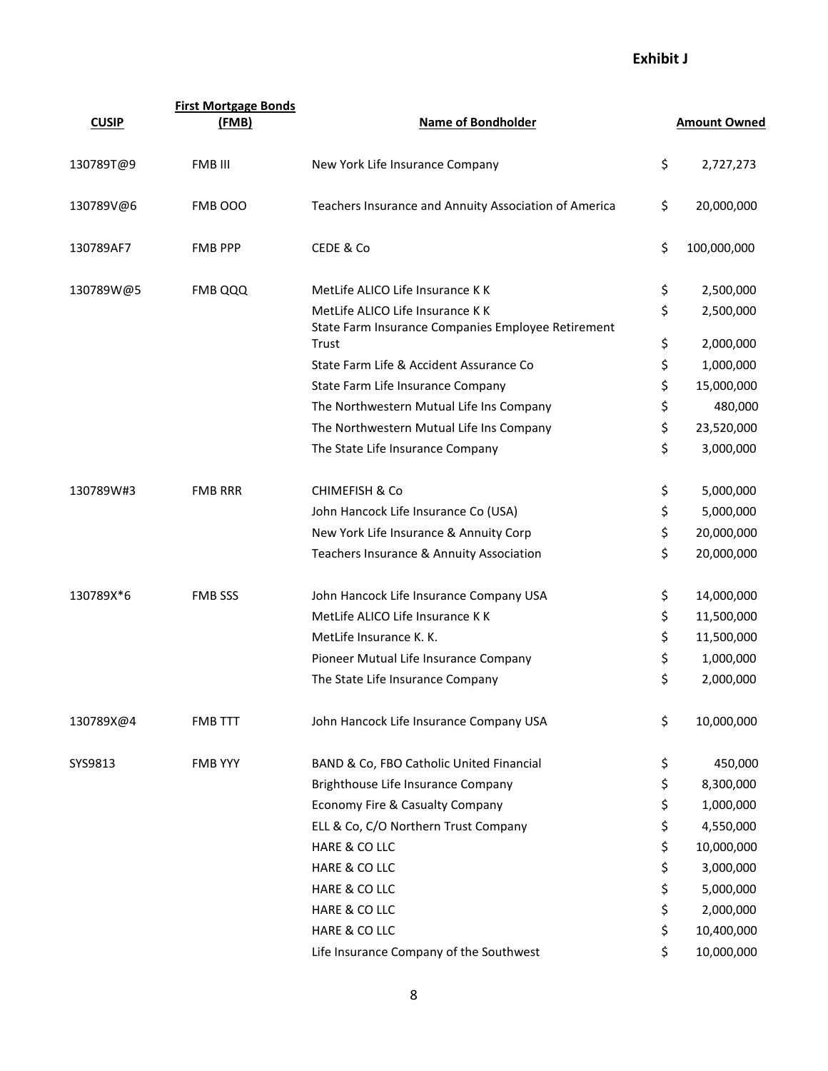**Exhibit J**

| CUSIP | First Mortgage Bonds (FMB) | Name of Bondholder | Amount Owned |
|---|---|---|---|
| 130789T@9 | FMB III | New York Life Insurance Company | $ 2,727,273 |
| 130789V@6 | FMB OOO | Teachers Insurance and Annuity Association of America | $ 20,000,000 |
| 130789AF7 | FMB PPP | CEDE & Co | $ 100,000,000 |
| 130789W@5 | FMB QQQ | MetLife ALICO Life Insurance K K | $ 2,500,000 |
| | | MetLife ALICO Life Insurance K K | $ 2,500,000 |
| | | State Farm Insurance Companies Employee Retirement Trust | $ 2,000,000 |
| | | State Farm Life & Accident Assurance Co | $ 1,000,000 |
| | | State Farm Life Insurance Company | $ 15,000,000 |
| | | The Northwestern Mutual Life Ins Company | $ 480,000 |
| | | The Northwestern Mutual Life Ins Company | $ 23,520,000 |
| | | The State Life Insurance Company | $ 3,000,000 |
| 130789W#3 | FMB RRR | CHIMEFISH & Co | $ 5,000,000 |
| | | John Hancock Life Insurance Co (USA) | $ 5,000,000 |
| | | New York Life Insurance & Annuity Corp | $ 20,000,000 |
| | | Teachers Insurance & Annuity Association | $ 20,000,000 |
| 130789X*6 | FMB SSS | John Hancock Life Insurance Company USA | $ 14,000,000 |
| | | MetLife ALICO Life Insurance K K | $ 11,500,000 |
| | | MetLife Insurance K. K. | $ 11,500,000 |
| | | Pioneer Mutual Life Insurance Company | $ 1,000,000 |
| | | The State Life Insurance Company | $ 2,000,000 |
| 130789X@4 | FMB TTT | John Hancock Life Insurance Company USA | $ 10,000,000 |
| SYS9813 | FMB YYY | BAND & Co, FBO Catholic United Financial | $ 450,000 |
| | | Brighthouse Life Insurance Company | $ 8,300,000 |
| | | Economy Fire & Casualty Company | $ 1,000,000 |
| | | ELL & Co, C/O Northern Trust Company | $ 4,550,000 |
| | | HARE & CO LLC | $ 10,000,000 |
| | | HARE & CO LLC | $ 3,000,000 |
| | | HARE & CO LLC | $ 5,000,000 |
| | | HARE & CO LLC | $ 2,000,000 |
| | | HARE & CO LLC | $ 10,400,000 |
| | | Life Insurance Company of the Southwest | $ 10,000,000 |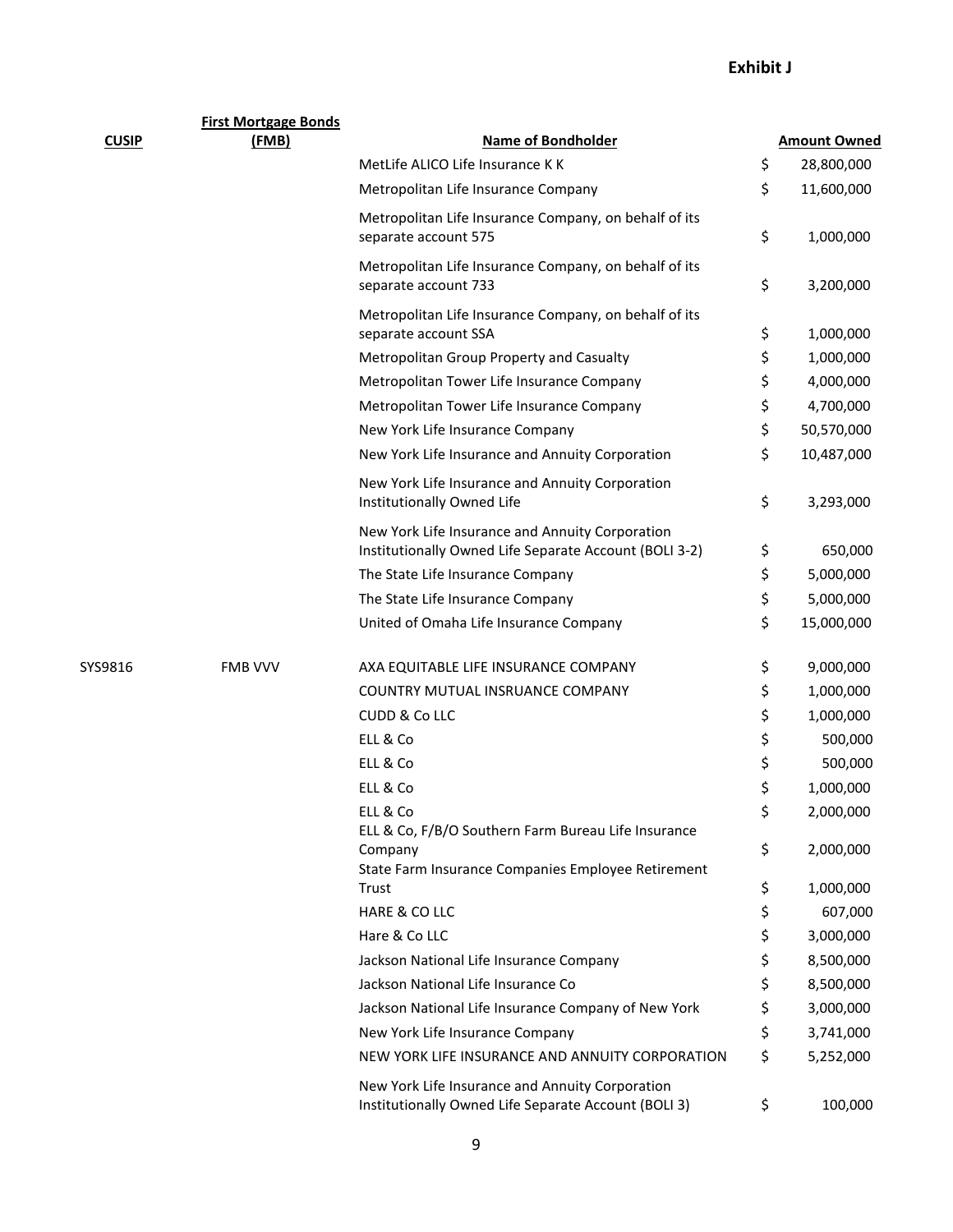# Exhibit J

| CUSIP | First Mortgage Bonds (FMB) | Name of Bondholder | Amount Owned |
|---|---|---|---|
| | | MetLife ALICO Life Insurance K K | $ 28,800,000 |
| | | Metropolitan Life Insurance Company | $ 11,600,000 |
| | | Metropolitan Life Insurance Company, on behalf of its separate account 575 | $ 1,000,000 |
| | | Metropolitan Life Insurance Company, on behalf of its separate account 733 | $ 3,200,000 |
| | | Metropolitan Life Insurance Company, on behalf of its separate account SSA | $ 1,000,000 |
| | | Metropolitan Group Property and Casualty | $ 1,000,000 |
| | | Metropolitan Tower Life Insurance Company | $ 4,000,000 |
| | | Metropolitan Tower Life Insurance Company | $ 4,700,000 |
| | | New York Life Insurance Company | $ 50,570,000 |
| | | New York Life Insurance and Annuity Corporation | $ 10,487,000 |
| | | New York Life Insurance and Annuity Corporation Institutionally Owned Life | $ 3,293,000 |
| | | New York Life Insurance and Annuity Corporation Institutionally Owned Life Separate Account (BOLI 3-2) | $ 650,000 |
| | | The State Life Insurance Company | $ 5,000,000 |
| | | The State Life Insurance Company | $ 5,000,000 |
| | | United of Omaha Life Insurance Company | $ 15,000,000 |
| SYS9816 | FMB VVV | AXA EQUITABLE LIFE INSURANCE COMPANY | $ 9,000,000 |
| | | COUNTRY MUTUAL INSRUANCE COMPANY | $ 1,000,000 |
| | | CUDD & Co LLC | $ 1,000,000 |
| | | ELL & Co | $ 500,000 |
| | | ELL & Co | $ 500,000 |
| | | ELL & Co | $ 1,000,000 |
| | | ELL & Co | $ 2,000,000 |
| | | ELL & Co, F/B/O Southern Farm Bureau Life Insurance Company | $ 2,000,000 |
| | | State Farm Insurance Companies Employee Retirement Trust | $ 1,000,000 |
| | | HARE & CO LLC | $ 607,000 |
| | | Hare & Co LLC | $ 3,000,000 |
| | | Jackson National Life Insurance Company | $ 8,500,000 |
| | | Jackson National Life Insurance Co | $ 8,500,000 |
| | | Jackson National Life Insurance Company of New York | $ 3,000,000 |
| | | New York Life Insurance Company | $ 3,741,000 |
| | | NEW YORK LIFE INSURANCE AND ANNUITY CORPORATION | $ 5,252,000 |
| | | New York Life Insurance and Annuity Corporation Institutionally Owned Life Separate Account (BOLI 3) | $ 100,000 |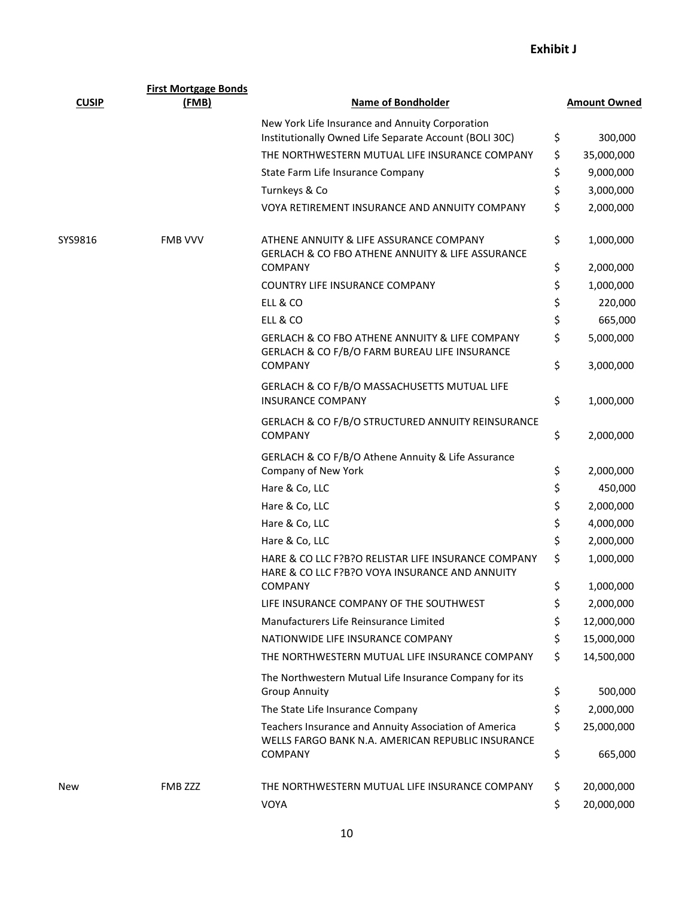**Exhibit J**

| CUSIP | First Mortgage Bonds (FMB) | Name of Bondholder | Amount Owned |
|---|---|---|---|
| | | New York Life Insurance and Annuity Corporation Institutionally Owned Life Separate Account (BOLI 30C) | $ 300,000 |
| | | THE NORTHWESTERN MUTUAL LIFE INSURANCE COMPANY | $ 35,000,000 |
| | | State Farm Life Insurance Company | $ 9,000,000 |
| | | Turnkeys & Co | $ 3,000,000 |
| | | VOYA RETIREMENT INSURANCE AND ANNUITY COMPANY | $ 2,000,000 |
| SYS9816 | FMB VVV | ATHENE ANNUITY & LIFE ASSURANCE COMPANY | $ 1,000,000 |
| | | GERLACH & CO FBO ATHENE ANNUITY & LIFE ASSURANCE COMPANY | $ 2,000,000 |
| | | COUNTRY LIFE INSURANCE COMPANY | $ 1,000,000 |
| | | ELL & CO | $ 220,000 |
| | | ELL & CO | $ 665,000 |
| | | GERLACH & CO FBO ATHENE ANNUITY & LIFE COMPANY | $ 5,000,000 |
| | | GERLACH & CO F/B/O FARM BUREAU LIFE INSURANCE COMPANY | $ 3,000,000 |
| | | GERLACH & CO F/B/O MASSACHUSETTS MUTUAL LIFE INSURANCE COMPANY | $ 1,000,000 |
| | | GERLACH & CO F/B/O STRUCTURED ANNUITY REINSURANCE COMPANY | $ 2,000,000 |
| | | GERLACH & CO F/B/O Athene Annuity & Life Assurance Company of New York | $ 2,000,000 |
| | | Hare & Co, LLC | $ 450,000 |
| | | Hare & Co, LLC | $ 2,000,000 |
| | | Hare & Co, LLC | $ 4,000,000 |
| | | Hare & Co, LLC | $ 2,000,000 |
| | | HARE & CO LLC F?B?O RELISTAR LIFE INSURANCE COMPANY | $ 1,000,000 |
| | | HARE & CO LLC F?B?O VOYA INSURANCE AND ANNUITY COMPANY | $ 1,000,000 |
| | | LIFE INSURANCE COMPANY OF THE SOUTHWEST | $ 2,000,000 |
| | | Manufacturers Life Reinsurance Limited | $ 12,000,000 |
| | | NATIONWIDE LIFE INSURANCE COMPANY | $ 15,000,000 |
| | | THE NORTHWESTERN MUTUAL LIFE INSURANCE COMPANY | $ 14,500,000 |
| | | The Northwestern Mutual Life Insurance Company for its Group Annuity | $ 500,000 |
| | | The State Life Insurance Company | $ 2,000,000 |
| | | Teachers Insurance and Annuity Association of America | $ 25,000,000 |
| | | WELLS FARGO BANK N.A. AMERICAN REPUBLIC INSURANCE COMPANY | $ 665,000 |
| New | FMB ZZZ | THE NORTHWESTERN MUTUAL LIFE INSURANCE COMPANY | $ 20,000,000 |
| | | VOYA | $ 20,000,000 |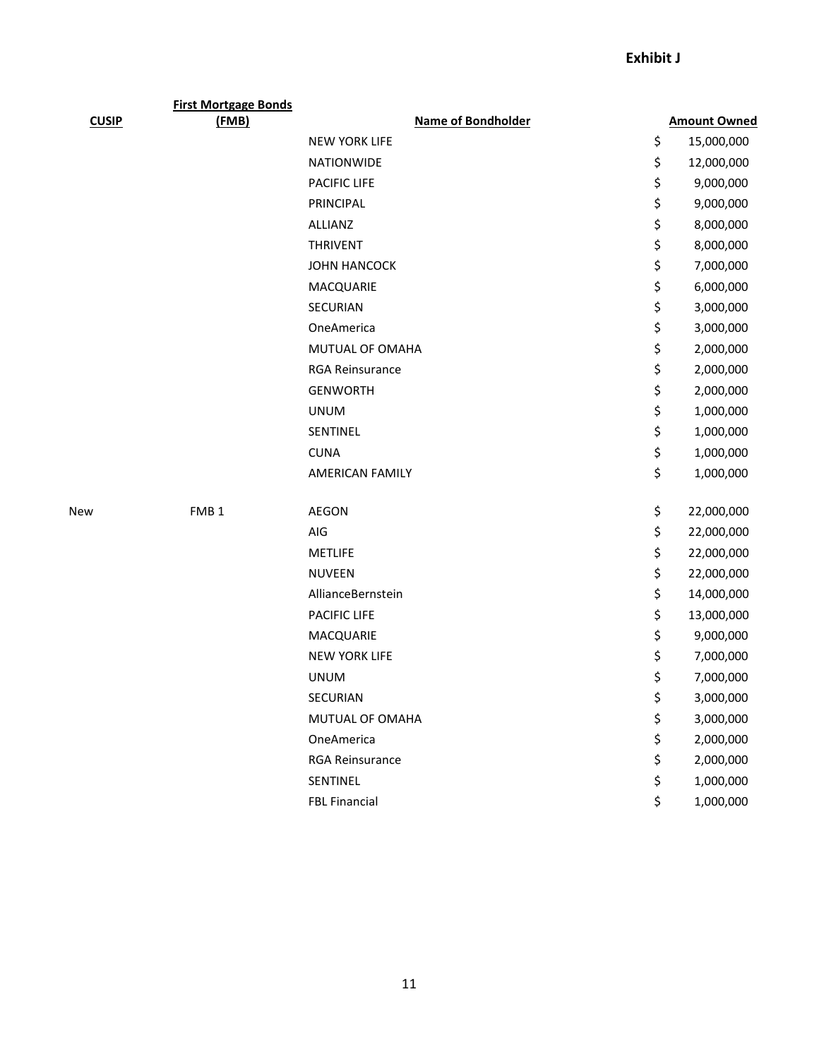**Exhibit J**

| CUSIP | First Mortgage Bonds (FMB) | Name of Bondholder | Amount Owned |
|---|---|---|---|
| | | NEW YORK LIFE | $ 15,000,000 |
| | | NATIONWIDE | $ 12,000,000 |
| | | PACIFIC LIFE | $ 9,000,000 |
| | | PRINCIPAL | $ 9,000,000 |
| | | ALLIANZ | $ 8,000,000 |
| | | THRIVENT | $ 8,000,000 |
| | | JOHN HANCOCK | $ 7,000,000 |
| | | MACQUARIE | $ 6,000,000 |
| | | SECURIAN | $ 3,000,000 |
| | | OneAmerica | $ 3,000,000 |
| | | MUTUAL OF OMAHA | $ 2,000,000 |
| | | RGA Reinsurance | $ 2,000,000 |
| | | GENWORTH | $ 2,000,000 |
| | | UNUM | $ 1,000,000 |
| | | SENTINEL | $ 1,000,000 |
| | | CUNA | $ 1,000,000 |
| | | AMERICAN FAMILY | $ 1,000,000 |
| | | | |
| New | FMB 1 | AEGON | $ 22,000,000 |
| | | AIG | $ 22,000,000 |
| | | METLIFE | $ 22,000,000 |
| | | NUVEEN | $ 22,000,000 |
| | | AllianceBernstein | $ 14,000,000 |
| | | PACIFIC LIFE | $ 13,000,000 |
| | | MACQUARIE | $ 9,000,000 |
| | | NEW YORK LIFE | $ 7,000,000 |
| | | UNUM | $ 7,000,000 |
| | | SECURIAN | $ 3,000,000 |
| | | MUTUAL OF OMAHA | $ 3,000,000 |
| | | OneAmerica | $ 2,000,000 |
| | | RGA Reinsurance | $ 2,000,000 |
| | | SENTINEL | $ 1,000,000 |
| | | FBL Financial | $ 1,000,000 |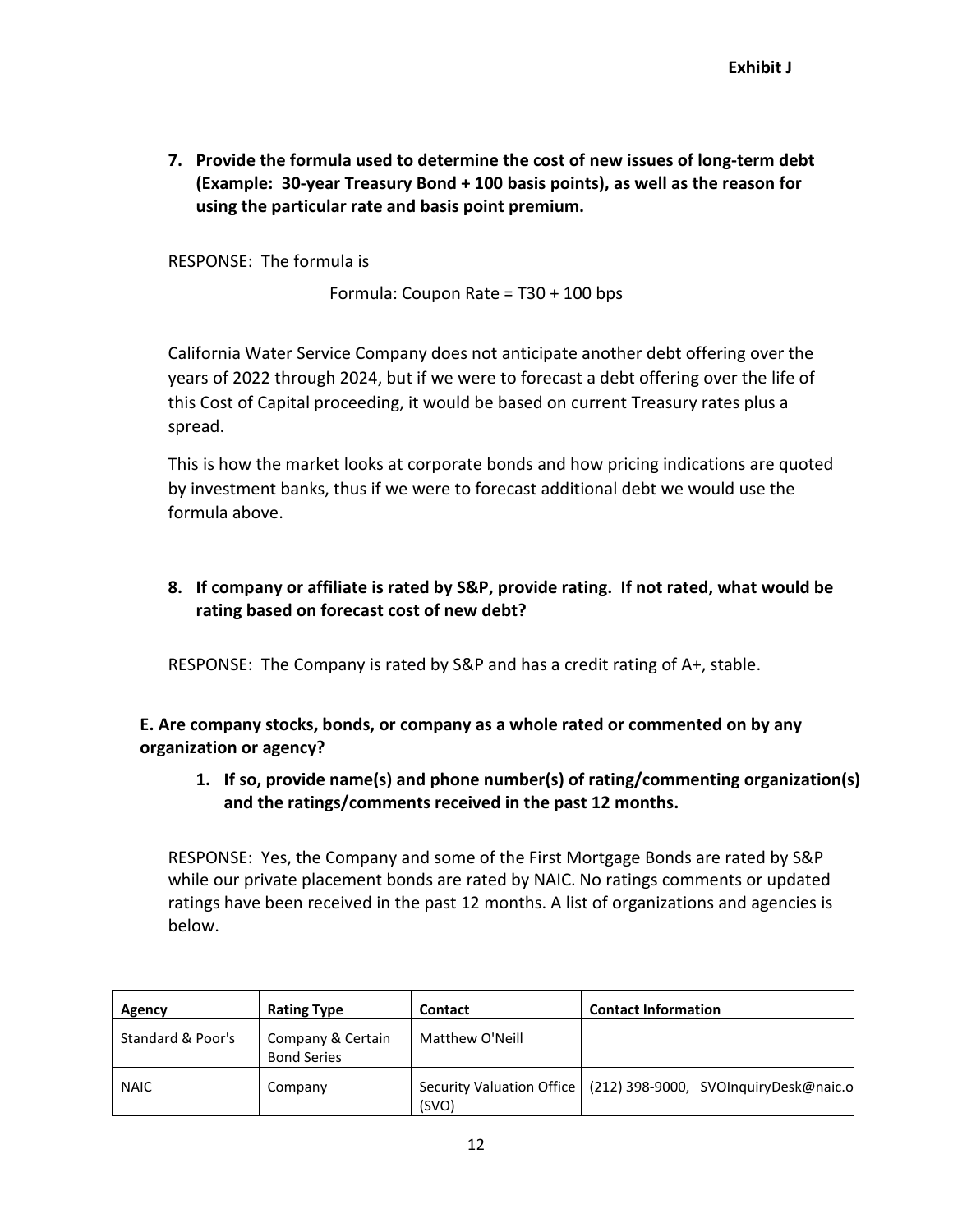**Exhibit J**

7. **Provide the formula used to determine the cost of new issues of long-term debt (Example: 30-year Treasury Bond + 100 basis points), as well as the reason for using the particular rate and basis point premium.**

RESPONSE: The formula is

Formula: Coupon Rate = T30 + 100 bps

California Water Service Company does not anticipate another debt offering over the years of 2022 through 2024, but if we were to forecast a debt offering over the life of this Cost of Capital proceeding, it would be based on current Treasury rates plus a spread.

This is how the market looks at corporate bonds and how pricing indications are quoted by investment banks, thus if we were to forecast additional debt we would use the formula above.

8. **If company or affiliate is rated by S&P, provide rating. If not rated, what would be rating based on forecast cost of new debt?**

RESPONSE: The Company is rated by S&P and has a credit rating of A+, stable.

**E. Are company stocks, bonds, or company as a whole rated or commented on by any organization or agency?**

1. **If so, provide name(s) and phone number(s) of rating/commenting organization(s) and the ratings/comments received in the past 12 months.**

RESPONSE: Yes, the Company and some of the First Mortgage Bonds are rated by S&P while our private placement bonds are rated by NAIC. No ratings comments or updated ratings have been received in the past 12 months. A list of organizations and agencies is below.

| Agency | Rating Type | Contact | Contact Information |
|---|---|---|---|
| Standard & Poor's | Company & Certain Bond Series | Matthew O'Neill | |
| NAIC | Company | Security Valuation Office (SVO) | (212) 398-9000, SVOInquiryDesk@naic.o |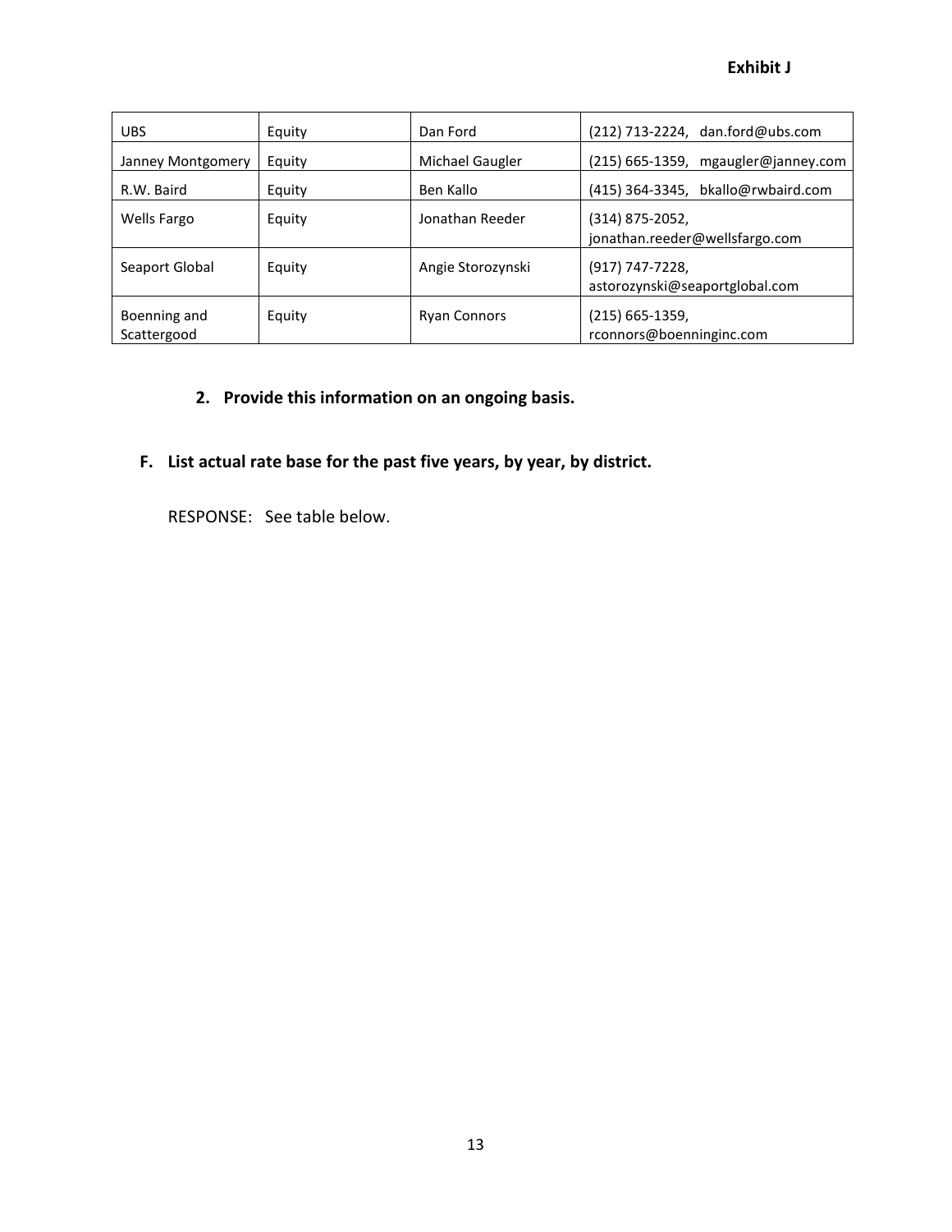**Exhibit J**

| UBS | Equity | Dan Ford | (212) 713-2224, dan.ford@ubs.com |
|---|---|---|---|
| Janney Montgomery | Equity | Michael Gaugler | (215) 665-1359, mgaugler@janney.com |
| R.W. Baird | Equity | Ben Kallo | (415) 364-3345, bkallo@rwbaird.com |
| Wells Fargo | Equity | Jonathan Reeder | (314) 875-2052, jonathan.reeder@wellsfargo.com |
| Seaport Global | Equity | Angie Storozynski | (917) 747-7228, astorozynski@seaportglobal.com |
| Boenning and Scattergood | Equity | Ryan Connors | (215) 665-1359, rconnors@boenninginc.com |

**2. Provide this information on an ongoing basis.**

**F. List actual rate base for the past five years, by year, by district.**

RESPONSE: See table below.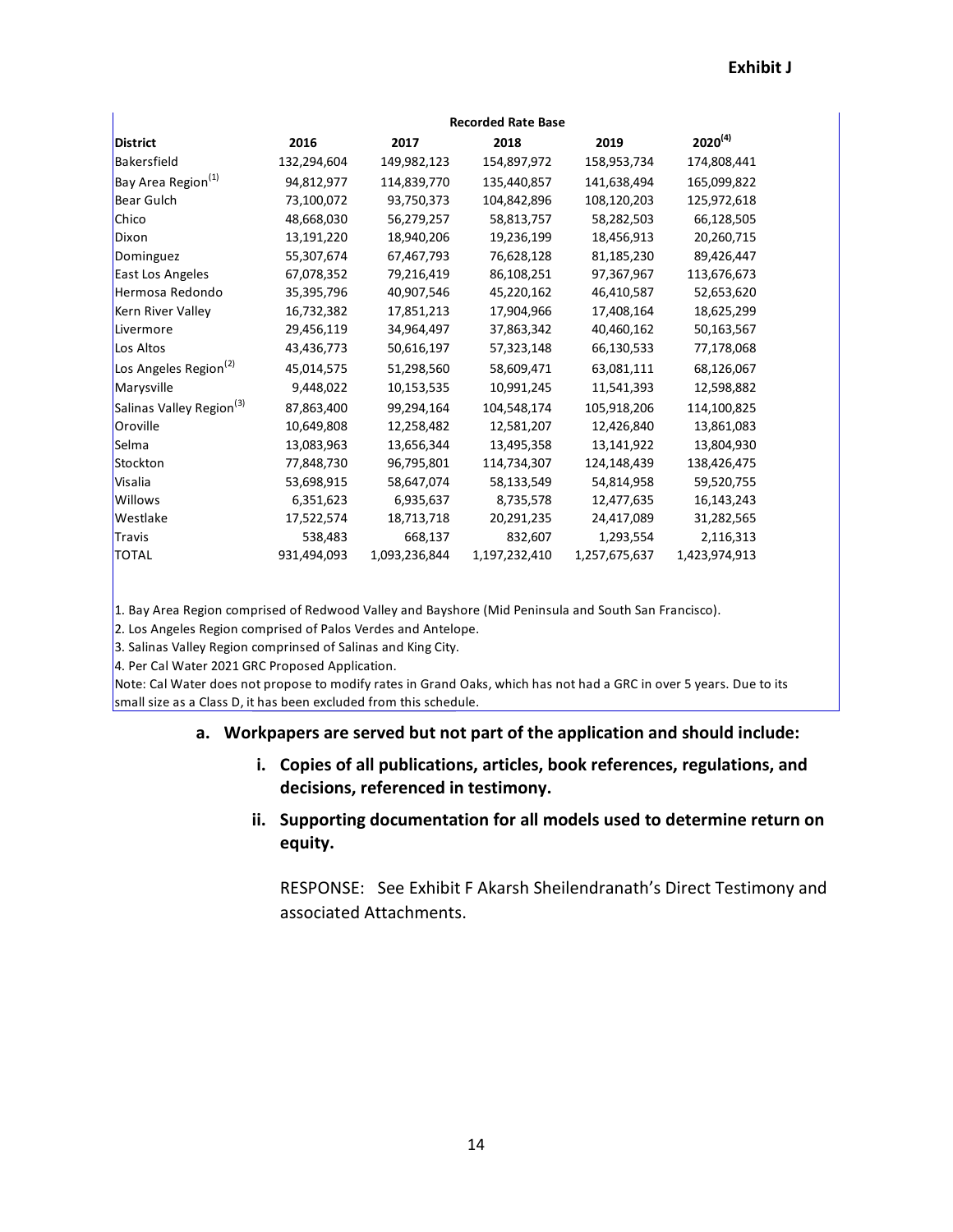**Exhibit J**

| | Recorded Rate Base | | | | |
|---|---|---|---|---|---|
| **District** | **2016** | **2017** | **2018** | **2019** | **2020[4]** |
| Bakersfield | 132,294,604 | 149,982,123 | 154,897,972 | 158,953,734 | 174,808,441 |
| Bay Area Region[1] | 94,812,977 | 114,839,770 | 135,440,857 | 141,638,494 | 165,099,822 |
| Bear Gulch | 73,100,072 | 93,750,373 | 104,842,896 | 108,120,203 | 125,972,618 |
| Chico | 48,668,030 | 56,279,257 | 58,813,757 | 58,282,503 | 66,128,505 |
| Dixon | 13,191,220 | 18,940,206 | 19,236,199 | 18,456,913 | 20,260,715 |
| Dominguez | 55,307,674 | 67,467,793 | 76,628,128 | 81,185,230 | 89,426,447 |
| East Los Angeles | 67,078,352 | 79,216,419 | 86,108,251 | 97,367,967 | 113,676,673 |
| Hermosa Redondo | 35,395,796 | 40,907,546 | 45,220,162 | 46,410,587 | 52,653,620 |
| Kern River Valley | 16,732,382 | 17,851,213 | 17,904,966 | 17,408,164 | 18,625,299 |
| Livermore | 29,456,119 | 34,964,497 | 37,863,342 | 40,460,162 | 50,163,567 |
| Los Altos | 43,436,773 | 50,616,197 | 57,323,148 | 66,130,533 | 77,178,068 |
| Los Angeles Region[2] | 45,014,575 | 51,298,560 | 58,609,471 | 63,081,111 | 68,126,067 |
| Marysville | 9,448,022 | 10,153,535 | 10,991,245 | 11,541,393 | 12,598,882 |
| Salinas Valley Region[3] | 87,863,400 | 99,294,164 | 104,548,174 | 105,918,206 | 114,100,825 |
| Oroville | 10,649,808 | 12,258,482 | 12,581,207 | 12,426,840 | 13,861,083 |
| Selma | 13,083,963 | 13,656,344 | 13,495,358 | 13,141,922 | 13,804,930 |
| Stockton | 77,848,730 | 96,795,801 | 114,734,307 | 124,148,439 | 138,426,475 |
| Visalia | 53,698,915 | 58,647,074 | 58,133,549 | 54,814,958 | 59,520,755 |
| Willows | 6,351,623 | 6,935,637 | 8,735,578 | 12,477,635 | 16,143,243 |
| Westlake | 17,522,574 | 18,713,718 | 20,291,235 | 24,417,089 | 31,282,565 |
| Travis | 538,483 | 668,137 | 832,607 | 1,293,554 | 2,116,313 |
| TOTAL | 931,494,093 | 1,093,236,844 | 1,197,232,410 | 1,257,675,637 | 1,423,974,913 |

1. Bay Area Region comprised of Redwood Valley and Bayshore (Mid Peninsula and South San Francisco).
2. Los Angeles Region comprised of Palos Verdes and Antelope.
3. Salinas Valley Region comprinsed of Salinas and King City.
4. Per Cal Water 2021 GRC Proposed Application.

Note: Cal Water does not propose to modify rates in Grand Oaks, which has not had a GRC in over 5 years. Due to its small size as a Class D, it has been excluded from this schedule.

**a. Workpapers are served but not part of the application and should include:**

**i. Copies of all publications, articles, book references, regulations, and decisions, referenced in testimony.**

**ii. Supporting documentation for all models used to determine return on equity.**

RESPONSE: See Exhibit F Akarsh Sheilendranath's Direct Testimony and associated Attachments.